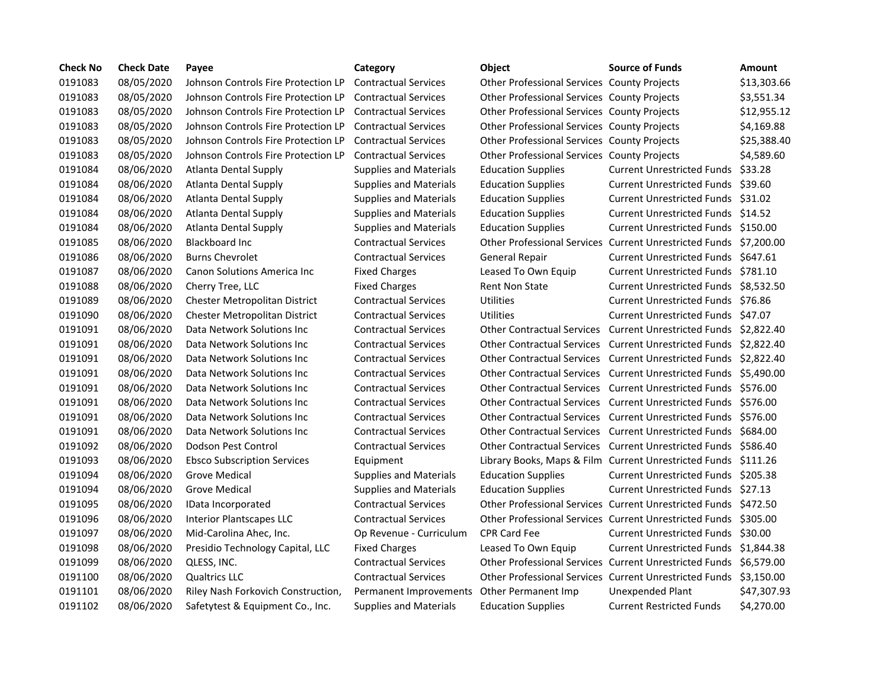| Check No | Check Date | Payee | Category | Object | Source of Funds | Amount |
|---|---|---|---|---|---|---|
| 0191083 | 08/05/2020 | Johnson Controls Fire Protection LP | Contractual Services | Other Professional Services | County Projects | $13,303.66 |
| 0191083 | 08/05/2020 | Johnson Controls Fire Protection LP | Contractual Services | Other Professional Services | County Projects | $3,551.34 |
| 0191083 | 08/05/2020 | Johnson Controls Fire Protection LP | Contractual Services | Other Professional Services | County Projects | $12,955.12 |
| 0191083 | 08/05/2020 | Johnson Controls Fire Protection LP | Contractual Services | Other Professional Services | County Projects | $4,169.88 |
| 0191083 | 08/05/2020 | Johnson Controls Fire Protection LP | Contractual Services | Other Professional Services | County Projects | $25,388.40 |
| 0191083 | 08/05/2020 | Johnson Controls Fire Protection LP | Contractual Services | Other Professional Services | County Projects | $4,589.60 |
| 0191084 | 08/06/2020 | Atlanta Dental Supply | Supplies and Materials | Education Supplies | Current Unrestricted Funds | $33.28 |
| 0191084 | 08/06/2020 | Atlanta Dental Supply | Supplies and Materials | Education Supplies | Current Unrestricted Funds | $39.60 |
| 0191084 | 08/06/2020 | Atlanta Dental Supply | Supplies and Materials | Education Supplies | Current Unrestricted Funds | $31.02 |
| 0191084 | 08/06/2020 | Atlanta Dental Supply | Supplies and Materials | Education Supplies | Current Unrestricted Funds | $14.52 |
| 0191084 | 08/06/2020 | Atlanta Dental Supply | Supplies and Materials | Education Supplies | Current Unrestricted Funds | $150.00 |
| 0191085 | 08/06/2020 | Blackboard Inc | Contractual Services | Other Professional Services | Current Unrestricted Funds | $7,200.00 |
| 0191086 | 08/06/2020 | Burns Chevrolet | Contractual Services | General Repair | Current Unrestricted Funds | $647.61 |
| 0191087 | 08/06/2020 | Canon Solutions America Inc | Fixed Charges | Leased To Own Equip | Current Unrestricted Funds | $781.10 |
| 0191088 | 08/06/2020 | Cherry Tree, LLC | Fixed Charges | Rent Non State | Current Unrestricted Funds | $8,532.50 |
| 0191089 | 08/06/2020 | Chester Metropolitan District | Contractual Services | Utilities | Current Unrestricted Funds | $76.86 |
| 0191090 | 08/06/2020 | Chester Metropolitan District | Contractual Services | Utilities | Current Unrestricted Funds | $47.07 |
| 0191091 | 08/06/2020 | Data Network Solutions Inc | Contractual Services | Other Contractual Services | Current Unrestricted Funds | $2,822.40 |
| 0191091 | 08/06/2020 | Data Network Solutions Inc | Contractual Services | Other Contractual Services | Current Unrestricted Funds | $2,822.40 |
| 0191091 | 08/06/2020 | Data Network Solutions Inc | Contractual Services | Other Contractual Services | Current Unrestricted Funds | $2,822.40 |
| 0191091 | 08/06/2020 | Data Network Solutions Inc | Contractual Services | Other Contractual Services | Current Unrestricted Funds | $5,490.00 |
| 0191091 | 08/06/2020 | Data Network Solutions Inc | Contractual Services | Other Contractual Services | Current Unrestricted Funds | $576.00 |
| 0191091 | 08/06/2020 | Data Network Solutions Inc | Contractual Services | Other Contractual Services | Current Unrestricted Funds | $576.00 |
| 0191091 | 08/06/2020 | Data Network Solutions Inc | Contractual Services | Other Contractual Services | Current Unrestricted Funds | $576.00 |
| 0191091 | 08/06/2020 | Data Network Solutions Inc | Contractual Services | Other Contractual Services | Current Unrestricted Funds | $684.00 |
| 0191092 | 08/06/2020 | Dodson Pest Control | Contractual Services | Other Contractual Services | Current Unrestricted Funds | $586.40 |
| 0191093 | 08/06/2020 | Ebsco Subscription Services | Equipment | Library Books, Maps & Film | Current Unrestricted Funds | $111.26 |
| 0191094 | 08/06/2020 | Grove Medical | Supplies and Materials | Education Supplies | Current Unrestricted Funds | $205.38 |
| 0191094 | 08/06/2020 | Grove Medical | Supplies and Materials | Education Supplies | Current Unrestricted Funds | $27.13 |
| 0191095 | 08/06/2020 | IData Incorporated | Contractual Services | Other Professional Services | Current Unrestricted Funds | $472.50 |
| 0191096 | 08/06/2020 | Interior Plantscapes LLC | Contractual Services | Other Professional Services | Current Unrestricted Funds | $305.00 |
| 0191097 | 08/06/2020 | Mid-Carolina Ahec, Inc. | Op Revenue - Curriculum | CPR Card Fee | Current Unrestricted Funds | $30.00 |
| 0191098 | 08/06/2020 | Presidio Technology Capital, LLC | Fixed Charges | Leased To Own Equip | Current Unrestricted Funds | $1,844.38 |
| 0191099 | 08/06/2020 | QLESS, INC. | Contractual Services | Other Professional Services | Current Unrestricted Funds | $6,579.00 |
| 0191100 | 08/06/2020 | Qualtrics LLC | Contractual Services | Other Professional Services | Current Unrestricted Funds | $3,150.00 |
| 0191101 | 08/06/2020 | Riley Nash Forkovich Construction, | Permanent Improvements | Other Permanent Imp | Unexpended Plant | $47,307.93 |
| 0191102 | 08/06/2020 | Safetytest & Equipment Co., Inc. | Supplies and Materials | Education Supplies | Current Restricted Funds | $4,270.00 |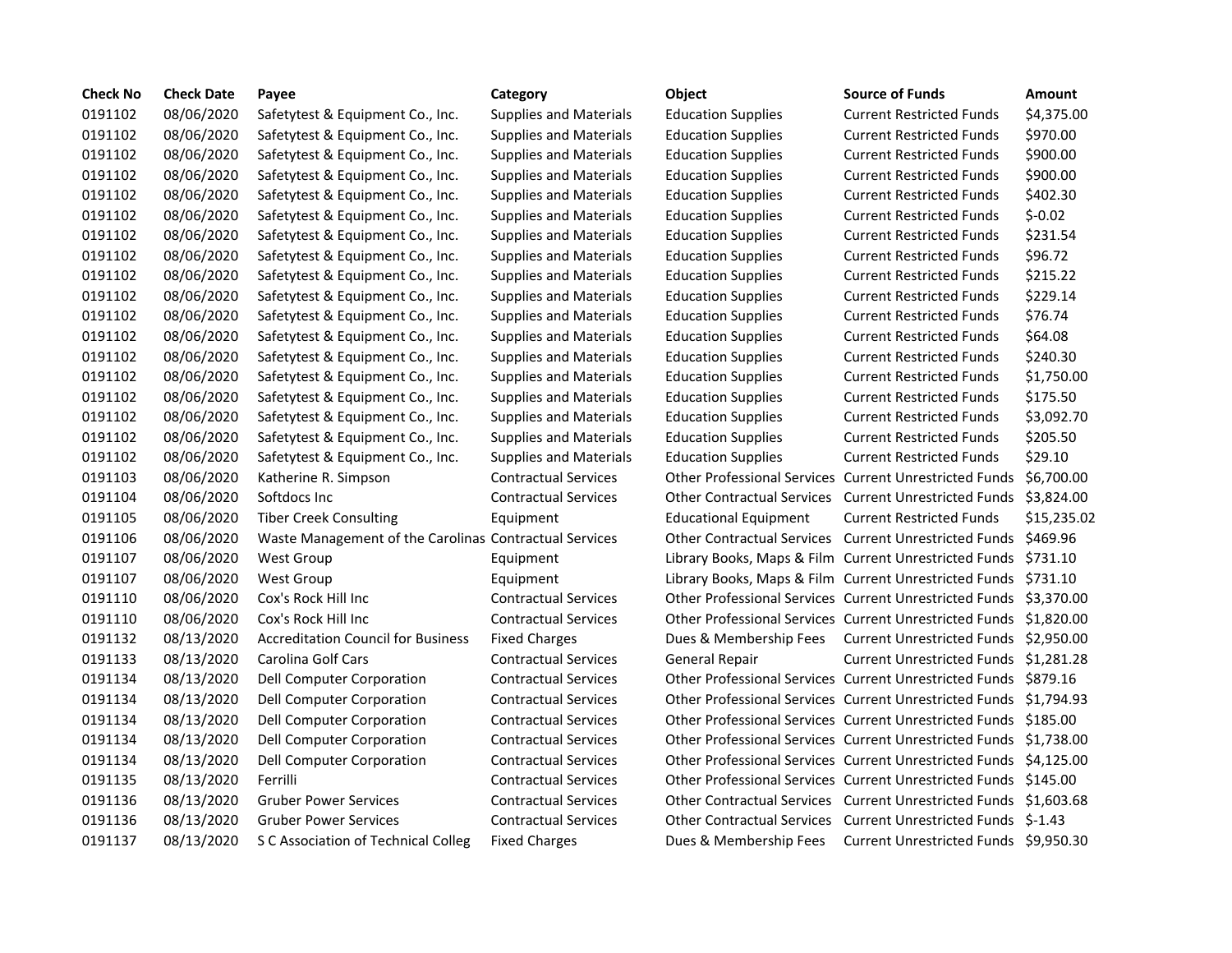| Check No | Check Date | Payee | Category | Object | Source of Funds | Amount |
|---|---|---|---|---|---|---|
| 0191102 | 08/06/2020 | Safetytest & Equipment Co., Inc. | Supplies and Materials | Education Supplies | Current Restricted Funds | $4,375.00 |
| 0191102 | 08/06/2020 | Safetytest & Equipment Co., Inc. | Supplies and Materials | Education Supplies | Current Restricted Funds | $970.00 |
| 0191102 | 08/06/2020 | Safetytest & Equipment Co., Inc. | Supplies and Materials | Education Supplies | Current Restricted Funds | $900.00 |
| 0191102 | 08/06/2020 | Safetytest & Equipment Co., Inc. | Supplies and Materials | Education Supplies | Current Restricted Funds | $900.00 |
| 0191102 | 08/06/2020 | Safetytest & Equipment Co., Inc. | Supplies and Materials | Education Supplies | Current Restricted Funds | $402.30 |
| 0191102 | 08/06/2020 | Safetytest & Equipment Co., Inc. | Supplies and Materials | Education Supplies | Current Restricted Funds | $-0.02 |
| 0191102 | 08/06/2020 | Safetytest & Equipment Co., Inc. | Supplies and Materials | Education Supplies | Current Restricted Funds | $231.54 |
| 0191102 | 08/06/2020 | Safetytest & Equipment Co., Inc. | Supplies and Materials | Education Supplies | Current Restricted Funds | $96.72 |
| 0191102 | 08/06/2020 | Safetytest & Equipment Co., Inc. | Supplies and Materials | Education Supplies | Current Restricted Funds | $215.22 |
| 0191102 | 08/06/2020 | Safetytest & Equipment Co., Inc. | Supplies and Materials | Education Supplies | Current Restricted Funds | $229.14 |
| 0191102 | 08/06/2020 | Safetytest & Equipment Co., Inc. | Supplies and Materials | Education Supplies | Current Restricted Funds | $76.74 |
| 0191102 | 08/06/2020 | Safetytest & Equipment Co., Inc. | Supplies and Materials | Education Supplies | Current Restricted Funds | $64.08 |
| 0191102 | 08/06/2020 | Safetytest & Equipment Co., Inc. | Supplies and Materials | Education Supplies | Current Restricted Funds | $240.30 |
| 0191102 | 08/06/2020 | Safetytest & Equipment Co., Inc. | Supplies and Materials | Education Supplies | Current Restricted Funds | $1,750.00 |
| 0191102 | 08/06/2020 | Safetytest & Equipment Co., Inc. | Supplies and Materials | Education Supplies | Current Restricted Funds | $175.50 |
| 0191102 | 08/06/2020 | Safetytest & Equipment Co., Inc. | Supplies and Materials | Education Supplies | Current Restricted Funds | $3,092.70 |
| 0191102 | 08/06/2020 | Safetytest & Equipment Co., Inc. | Supplies and Materials | Education Supplies | Current Restricted Funds | $205.50 |
| 0191102 | 08/06/2020 | Safetytest & Equipment Co., Inc. | Supplies and Materials | Education Supplies | Current Restricted Funds | $29.10 |
| 0191103 | 08/06/2020 | Katherine R. Simpson | Contractual Services | Other Professional Services | Current Unrestricted Funds | $6,700.00 |
| 0191104 | 08/06/2020 | Softdocs Inc | Contractual Services | Other Contractual Services | Current Unrestricted Funds | $3,824.00 |
| 0191105 | 08/06/2020 | Tiber Creek Consulting | Equipment | Educational Equipment | Current Restricted Funds | $15,235.02 |
| 0191106 | 08/06/2020 | Waste Management of the Carolinas | Contractual Services | Other Contractual Services | Current Unrestricted Funds | $469.96 |
| 0191107 | 08/06/2020 | West Group | Equipment | Library Books, Maps & Film | Current Unrestricted Funds | $731.10 |
| 0191107 | 08/06/2020 | West Group | Equipment | Library Books, Maps & Film | Current Unrestricted Funds | $731.10 |
| 0191110 | 08/06/2020 | Cox's Rock Hill Inc | Contractual Services | Other Professional Services | Current Unrestricted Funds | $3,370.00 |
| 0191110 | 08/06/2020 | Cox's Rock Hill Inc | Contractual Services | Other Professional Services | Current Unrestricted Funds | $1,820.00 |
| 0191132 | 08/13/2020 | Accreditation Council for Business | Fixed Charges | Dues & Membership Fees | Current Unrestricted Funds | $2,950.00 |
| 0191133 | 08/13/2020 | Carolina Golf Cars | Contractual Services | General Repair | Current Unrestricted Funds | $1,281.28 |
| 0191134 | 08/13/2020 | Dell Computer Corporation | Contractual Services | Other Professional Services | Current Unrestricted Funds | $879.16 |
| 0191134 | 08/13/2020 | Dell Computer Corporation | Contractual Services | Other Professional Services | Current Unrestricted Funds | $1,794.93 |
| 0191134 | 08/13/2020 | Dell Computer Corporation | Contractual Services | Other Professional Services | Current Unrestricted Funds | $185.00 |
| 0191134 | 08/13/2020 | Dell Computer Corporation | Contractual Services | Other Professional Services | Current Unrestricted Funds | $1,738.00 |
| 0191134 | 08/13/2020 | Dell Computer Corporation | Contractual Services | Other Professional Services | Current Unrestricted Funds | $4,125.00 |
| 0191135 | 08/13/2020 | Ferrilli | Contractual Services | Other Professional Services | Current Unrestricted Funds | $145.00 |
| 0191136 | 08/13/2020 | Gruber Power Services | Contractual Services | Other Contractual Services | Current Unrestricted Funds | $1,603.68 |
| 0191136 | 08/13/2020 | Gruber Power Services | Contractual Services | Other Contractual Services | Current Unrestricted Funds | $-1.43 |
| 0191137 | 08/13/2020 | S C Association of Technical Colleg | Fixed Charges | Dues & Membership Fees | Current Unrestricted Funds | $9,950.30 |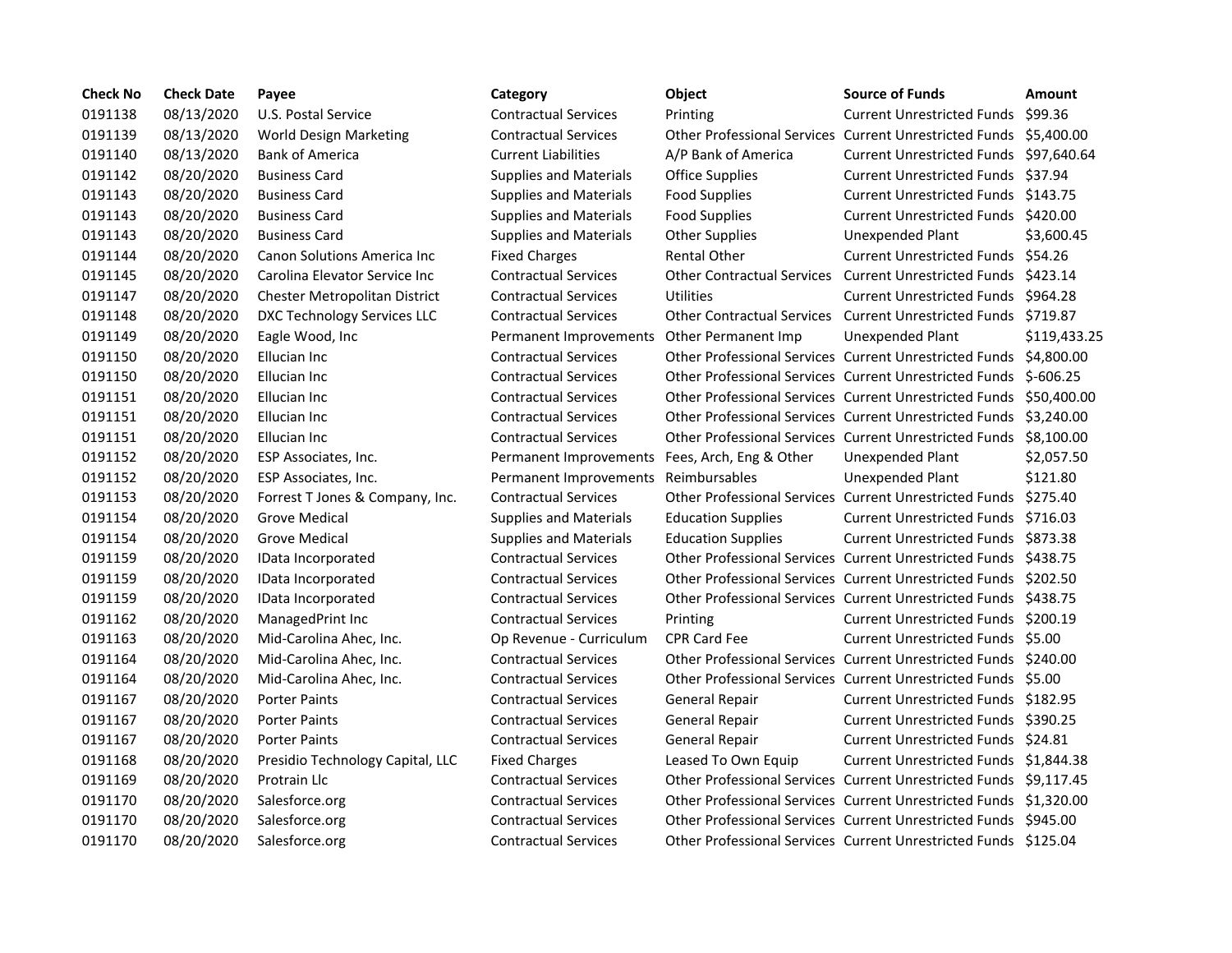| Check No | Check Date | Payee | Category | Object | Source of Funds | Amount |
|---|---|---|---|---|---|---|
| 0191138 | 08/13/2020 | U.S. Postal Service | Contractual Services | Printing | Current Unrestricted Funds | $99.36 |
| 0191139 | 08/13/2020 | World Design Marketing | Contractual Services | Other Professional Services | Current Unrestricted Funds | $5,400.00 |
| 0191140 | 08/13/2020 | Bank of America | Current Liabilities | A/P Bank of America | Current Unrestricted Funds | $97,640.64 |
| 0191142 | 08/20/2020 | Business Card | Supplies and Materials | Office Supplies | Current Unrestricted Funds | $37.94 |
| 0191143 | 08/20/2020 | Business Card | Supplies and Materials | Food Supplies | Current Unrestricted Funds | $143.75 |
| 0191143 | 08/20/2020 | Business Card | Supplies and Materials | Food Supplies | Current Unrestricted Funds | $420.00 |
| 0191143 | 08/20/2020 | Business Card | Supplies and Materials | Other Supplies | Unexpended Plant | $3,600.45 |
| 0191144 | 08/20/2020 | Canon Solutions America Inc | Fixed Charges | Rental Other | Current Unrestricted Funds | $54.26 |
| 0191145 | 08/20/2020 | Carolina Elevator Service Inc | Contractual Services | Other Contractual Services | Current Unrestricted Funds | $423.14 |
| 0191147 | 08/20/2020 | Chester Metropolitan District | Contractual Services | Utilities | Current Unrestricted Funds | $964.28 |
| 0191148 | 08/20/2020 | DXC Technology Services LLC | Contractual Services | Other Contractual Services | Current Unrestricted Funds | $719.87 |
| 0191149 | 08/20/2020 | Eagle Wood, Inc | Permanent Improvements | Other Permanent Imp | Unexpended Plant | $119,433.25 |
| 0191150 | 08/20/2020 | Ellucian Inc | Contractual Services | Other Professional Services | Current Unrestricted Funds | $4,800.00 |
| 0191150 | 08/20/2020 | Ellucian Inc | Contractual Services | Other Professional Services | Current Unrestricted Funds | $-606.25 |
| 0191151 | 08/20/2020 | Ellucian Inc | Contractual Services | Other Professional Services | Current Unrestricted Funds | $50,400.00 |
| 0191151 | 08/20/2020 | Ellucian Inc | Contractual Services | Other Professional Services | Current Unrestricted Funds | $3,240.00 |
| 0191151 | 08/20/2020 | Ellucian Inc | Contractual Services | Other Professional Services | Current Unrestricted Funds | $8,100.00 |
| 0191152 | 08/20/2020 | ESP Associates, Inc. | Permanent Improvements | Fees, Arch, Eng & Other | Unexpended Plant | $2,057.50 |
| 0191152 | 08/20/2020 | ESP Associates, Inc. | Permanent Improvements | Reimbursables | Unexpended Plant | $121.80 |
| 0191153 | 08/20/2020 | Forrest T Jones & Company, Inc. | Contractual Services | Other Professional Services | Current Unrestricted Funds | $275.40 |
| 0191154 | 08/20/2020 | Grove Medical | Supplies and Materials | Education Supplies | Current Unrestricted Funds | $716.03 |
| 0191154 | 08/20/2020 | Grove Medical | Supplies and Materials | Education Supplies | Current Unrestricted Funds | $873.38 |
| 0191159 | 08/20/2020 | IData Incorporated | Contractual Services | Other Professional Services | Current Unrestricted Funds | $438.75 |
| 0191159 | 08/20/2020 | IData Incorporated | Contractual Services | Other Professional Services | Current Unrestricted Funds | $202.50 |
| 0191159 | 08/20/2020 | IData Incorporated | Contractual Services | Other Professional Services | Current Unrestricted Funds | $438.75 |
| 0191162 | 08/20/2020 | ManagedPrint Inc | Contractual Services | Printing | Current Unrestricted Funds | $200.19 |
| 0191163 | 08/20/2020 | Mid-Carolina Ahec, Inc. | Op Revenue - Curriculum | CPR Card Fee | Current Unrestricted Funds | $5.00 |
| 0191164 | 08/20/2020 | Mid-Carolina Ahec, Inc. | Contractual Services | Other Professional Services | Current Unrestricted Funds | $240.00 |
| 0191164 | 08/20/2020 | Mid-Carolina Ahec, Inc. | Contractual Services | Other Professional Services | Current Unrestricted Funds | $5.00 |
| 0191167 | 08/20/2020 | Porter Paints | Contractual Services | General Repair | Current Unrestricted Funds | $182.95 |
| 0191167 | 08/20/2020 | Porter Paints | Contractual Services | General Repair | Current Unrestricted Funds | $390.25 |
| 0191167 | 08/20/2020 | Porter Paints | Contractual Services | General Repair | Current Unrestricted Funds | $24.81 |
| 0191168 | 08/20/2020 | Presidio Technology Capital, LLC | Fixed Charges | Leased To Own Equip | Current Unrestricted Funds | $1,844.38 |
| 0191169 | 08/20/2020 | Protrain Llc | Contractual Services | Other Professional Services | Current Unrestricted Funds | $9,117.45 |
| 0191170 | 08/20/2020 | Salesforce.org | Contractual Services | Other Professional Services | Current Unrestricted Funds | $1,320.00 |
| 0191170 | 08/20/2020 | Salesforce.org | Contractual Services | Other Professional Services | Current Unrestricted Funds | $945.00 |
| 0191170 | 08/20/2020 | Salesforce.org | Contractual Services | Other Professional Services | Current Unrestricted Funds | $125.04 |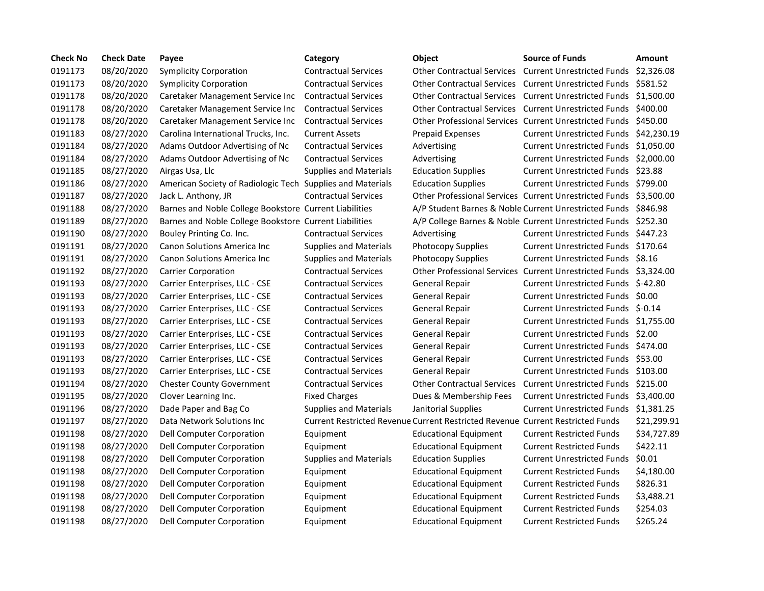| Check No | Check Date | Payee | Category | Object | Source of Funds | Amount |
| --- | --- | --- | --- | --- | --- | --- |
| 0191173 | 08/20/2020 | Symplicity Corporation | Contractual Services | Other Contractual Services | Current Unrestricted Funds | $2,326.08 |
| 0191173 | 08/20/2020 | Symplicity Corporation | Contractual Services | Other Contractual Services | Current Unrestricted Funds | $581.52 |
| 0191178 | 08/20/2020 | Caretaker Management Service Inc | Contractual Services | Other Contractual Services | Current Unrestricted Funds | $1,500.00 |
| 0191178 | 08/20/2020 | Caretaker Management Service Inc | Contractual Services | Other Contractual Services | Current Unrestricted Funds | $400.00 |
| 0191178 | 08/20/2020 | Caretaker Management Service Inc | Contractual Services | Other Professional Services | Current Unrestricted Funds | $450.00 |
| 0191183 | 08/27/2020 | Carolina International Trucks, Inc. | Current Assets | Prepaid Expenses | Current Unrestricted Funds | $42,230.19 |
| 0191184 | 08/27/2020 | Adams Outdoor Advertising of Nc | Contractual Services | Advertising | Current Unrestricted Funds | $1,050.00 |
| 0191184 | 08/27/2020 | Adams Outdoor Advertising of Nc | Contractual Services | Advertising | Current Unrestricted Funds | $2,000.00 |
| 0191185 | 08/27/2020 | Airgas Usa, Llc | Supplies and Materials | Education Supplies | Current Unrestricted Funds | $23.88 |
| 0191186 | 08/27/2020 | American Society of Radiologic Tech | Supplies and Materials | Education Supplies | Current Unrestricted Funds | $799.00 |
| 0191187 | 08/27/2020 | Jack L. Anthony, JR | Contractual Services | Other Professional Services | Current Unrestricted Funds | $3,500.00 |
| 0191188 | 08/27/2020 | Barnes and Noble College Bookstore | Current Liabilities | A/P Student Barnes & Noble | Current Unrestricted Funds | $846.98 |
| 0191189 | 08/27/2020 | Barnes and Noble College Bookstore | Current Liabilities | A/P College Barnes & Noble | Current Unrestricted Funds | $252.30 |
| 0191190 | 08/27/2020 | Bouley Printing Co. Inc. | Contractual Services | Advertising | Current Unrestricted Funds | $447.23 |
| 0191191 | 08/27/2020 | Canon Solutions America Inc | Supplies and Materials | Photocopy Supplies | Current Unrestricted Funds | $170.64 |
| 0191191 | 08/27/2020 | Canon Solutions America Inc | Supplies and Materials | Photocopy Supplies | Current Unrestricted Funds | $8.16 |
| 0191192 | 08/27/2020 | Carrier Corporation | Contractual Services | Other Professional Services | Current Unrestricted Funds | $3,324.00 |
| 0191193 | 08/27/2020 | Carrier Enterprises, LLC - CSE | Contractual Services | General Repair | Current Unrestricted Funds | $-42.80 |
| 0191193 | 08/27/2020 | Carrier Enterprises, LLC - CSE | Contractual Services | General Repair | Current Unrestricted Funds | $0.00 |
| 0191193 | 08/27/2020 | Carrier Enterprises, LLC - CSE | Contractual Services | General Repair | Current Unrestricted Funds | $-0.14 |
| 0191193 | 08/27/2020 | Carrier Enterprises, LLC - CSE | Contractual Services | General Repair | Current Unrestricted Funds | $1,755.00 |
| 0191193 | 08/27/2020 | Carrier Enterprises, LLC - CSE | Contractual Services | General Repair | Current Unrestricted Funds | $2.00 |
| 0191193 | 08/27/2020 | Carrier Enterprises, LLC - CSE | Contractual Services | General Repair | Current Unrestricted Funds | $474.00 |
| 0191193 | 08/27/2020 | Carrier Enterprises, LLC - CSE | Contractual Services | General Repair | Current Unrestricted Funds | $53.00 |
| 0191193 | 08/27/2020 | Carrier Enterprises, LLC - CSE | Contractual Services | General Repair | Current Unrestricted Funds | $103.00 |
| 0191194 | 08/27/2020 | Chester County Government | Contractual Services | Other Contractual Services | Current Unrestricted Funds | $215.00 |
| 0191195 | 08/27/2020 | Clover Learning Inc. | Fixed Charges | Dues & Membership Fees | Current Unrestricted Funds | $3,400.00 |
| 0191196 | 08/27/2020 | Dade Paper and Bag Co | Supplies and Materials | Janitorial Supplies | Current Unrestricted Funds | $1,381.25 |
| 0191197 | 08/27/2020 | Data Network Solutions Inc | Current Restricted Revenue | Current Restricted Revenue | Current Restricted Funds | $21,299.91 |
| 0191198 | 08/27/2020 | Dell Computer Corporation | Equipment | Educational Equipment | Current Restricted Funds | $34,727.89 |
| 0191198 | 08/27/2020 | Dell Computer Corporation | Equipment | Educational Equipment | Current Restricted Funds | $422.11 |
| 0191198 | 08/27/2020 | Dell Computer Corporation | Supplies and Materials | Education Supplies | Current Unrestricted Funds | $0.01 |
| 0191198 | 08/27/2020 | Dell Computer Corporation | Equipment | Educational Equipment | Current Restricted Funds | $4,180.00 |
| 0191198 | 08/27/2020 | Dell Computer Corporation | Equipment | Educational Equipment | Current Restricted Funds | $826.31 |
| 0191198 | 08/27/2020 | Dell Computer Corporation | Equipment | Educational Equipment | Current Restricted Funds | $3,488.21 |
| 0191198 | 08/27/2020 | Dell Computer Corporation | Equipment | Educational Equipment | Current Restricted Funds | $254.03 |
| 0191198 | 08/27/2020 | Dell Computer Corporation | Equipment | Educational Equipment | Current Restricted Funds | $265.24 |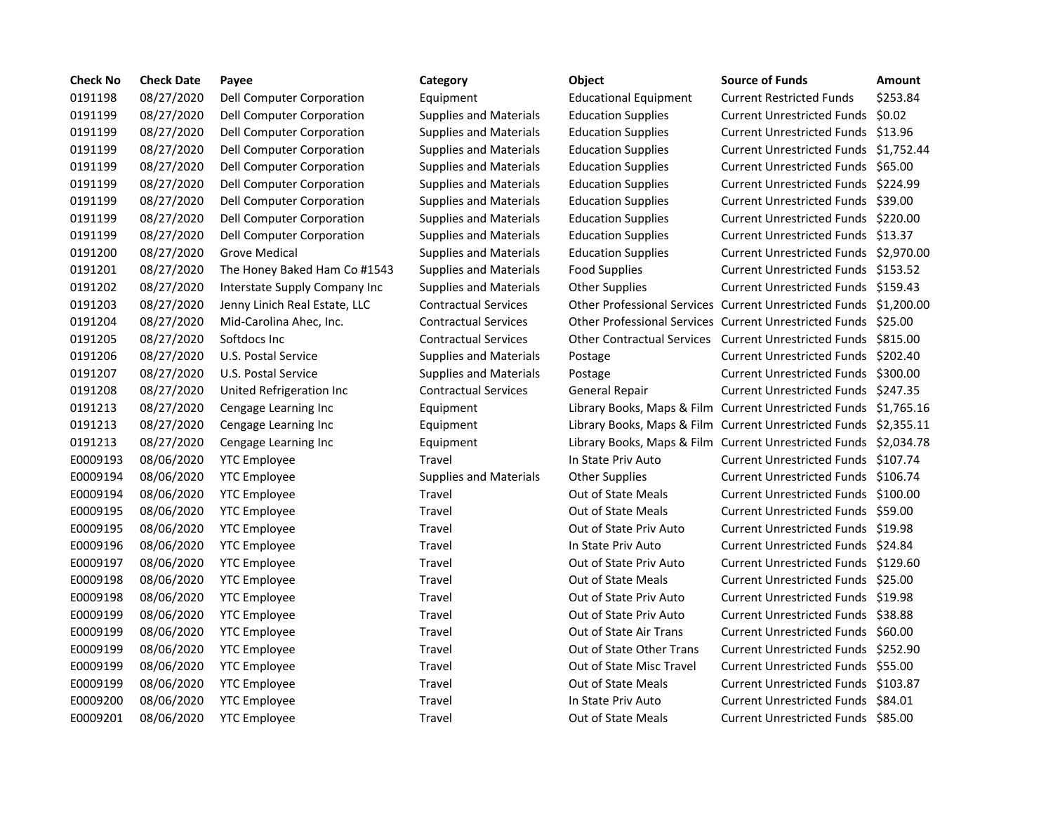| Check No | Check Date | Payee | Category | Object | Source of Funds | Amount |
|---|---|---|---|---|---|---|
| 0191198 | 08/27/2020 | Dell Computer Corporation | Equipment | Educational Equipment | Current Restricted Funds | $253.84 |
| 0191199 | 08/27/2020 | Dell Computer Corporation | Supplies and Materials | Education Supplies | Current Unrestricted Funds | $0.02 |
| 0191199 | 08/27/2020 | Dell Computer Corporation | Supplies and Materials | Education Supplies | Current Unrestricted Funds | $13.96 |
| 0191199 | 08/27/2020 | Dell Computer Corporation | Supplies and Materials | Education Supplies | Current Unrestricted Funds | $1,752.44 |
| 0191199 | 08/27/2020 | Dell Computer Corporation | Supplies and Materials | Education Supplies | Current Unrestricted Funds | $65.00 |
| 0191199 | 08/27/2020 | Dell Computer Corporation | Supplies and Materials | Education Supplies | Current Unrestricted Funds | $224.99 |
| 0191199 | 08/27/2020 | Dell Computer Corporation | Supplies and Materials | Education Supplies | Current Unrestricted Funds | $39.00 |
| 0191199 | 08/27/2020 | Dell Computer Corporation | Supplies and Materials | Education Supplies | Current Unrestricted Funds | $220.00 |
| 0191199 | 08/27/2020 | Dell Computer Corporation | Supplies and Materials | Education Supplies | Current Unrestricted Funds | $13.37 |
| 0191200 | 08/27/2020 | Grove Medical | Supplies and Materials | Education Supplies | Current Unrestricted Funds | $2,970.00 |
| 0191201 | 08/27/2020 | The Honey Baked Ham Co #1543 | Supplies and Materials | Food Supplies | Current Unrestricted Funds | $153.52 |
| 0191202 | 08/27/2020 | Interstate Supply Company Inc | Supplies and Materials | Other Supplies | Current Unrestricted Funds | $159.43 |
| 0191203 | 08/27/2020 | Jenny Linich Real Estate, LLC | Contractual Services | Other Professional Services | Current Unrestricted Funds | $1,200.00 |
| 0191204 | 08/27/2020 | Mid-Carolina Ahec, Inc. | Contractual Services | Other Professional Services | Current Unrestricted Funds | $25.00 |
| 0191205 | 08/27/2020 | Softdocs Inc | Contractual Services | Other Contractual Services | Current Unrestricted Funds | $815.00 |
| 0191206 | 08/27/2020 | U.S. Postal Service | Supplies and Materials | Postage | Current Unrestricted Funds | $202.40 |
| 0191207 | 08/27/2020 | U.S. Postal Service | Supplies and Materials | Postage | Current Unrestricted Funds | $300.00 |
| 0191208 | 08/27/2020 | United Refrigeration Inc | Contractual Services | General Repair | Current Unrestricted Funds | $247.35 |
| 0191213 | 08/27/2020 | Cengage Learning Inc | Equipment | Library Books, Maps & Film | Current Unrestricted Funds | $1,765.16 |
| 0191213 | 08/27/2020 | Cengage Learning Inc | Equipment | Library Books, Maps & Film | Current Unrestricted Funds | $2,355.11 |
| 0191213 | 08/27/2020 | Cengage Learning Inc | Equipment | Library Books, Maps & Film | Current Unrestricted Funds | $2,034.78 |
| E0009193 | 08/06/2020 | YTC Employee | Travel | In State Priv Auto | Current Unrestricted Funds | $107.74 |
| E0009194 | 08/06/2020 | YTC Employee | Supplies and Materials | Other Supplies | Current Unrestricted Funds | $106.74 |
| E0009194 | 08/06/2020 | YTC Employee | Travel | Out of State Meals | Current Unrestricted Funds | $100.00 |
| E0009195 | 08/06/2020 | YTC Employee | Travel | Out of State Meals | Current Unrestricted Funds | $59.00 |
| E0009195 | 08/06/2020 | YTC Employee | Travel | Out of State Priv Auto | Current Unrestricted Funds | $19.98 |
| E0009196 | 08/06/2020 | YTC Employee | Travel | In State Priv Auto | Current Unrestricted Funds | $24.84 |
| E0009197 | 08/06/2020 | YTC Employee | Travel | Out of State Priv Auto | Current Unrestricted Funds | $129.60 |
| E0009198 | 08/06/2020 | YTC Employee | Travel | Out of State Meals | Current Unrestricted Funds | $25.00 |
| E0009198 | 08/06/2020 | YTC Employee | Travel | Out of State Priv Auto | Current Unrestricted Funds | $19.98 |
| E0009199 | 08/06/2020 | YTC Employee | Travel | Out of State Priv Auto | Current Unrestricted Funds | $38.88 |
| E0009199 | 08/06/2020 | YTC Employee | Travel | Out of State Air Trans | Current Unrestricted Funds | $60.00 |
| E0009199 | 08/06/2020 | YTC Employee | Travel | Out of State Other Trans | Current Unrestricted Funds | $252.90 |
| E0009199 | 08/06/2020 | YTC Employee | Travel | Out of State Misc Travel | Current Unrestricted Funds | $55.00 |
| E0009199 | 08/06/2020 | YTC Employee | Travel | Out of State Meals | Current Unrestricted Funds | $103.87 |
| E0009200 | 08/06/2020 | YTC Employee | Travel | In State Priv Auto | Current Unrestricted Funds | $84.01 |
| E0009201 | 08/06/2020 | YTC Employee | Travel | Out of State Meals | Current Unrestricted Funds | $85.00 |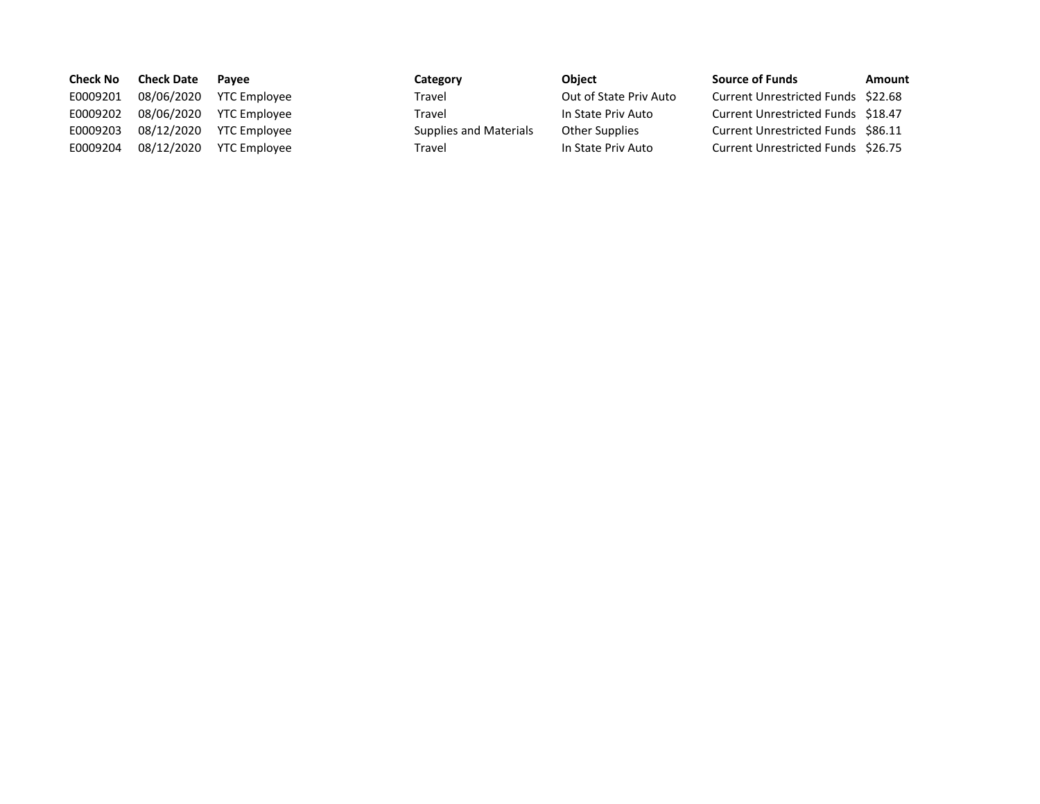| Check No | Check Date | Payee | Category | Object | Source of Funds | Amount |
|---|---|---|---|---|---|---|
| E0009201 | 08/06/2020 | YTC Employee | Travel | Out of State Priv Auto | Current Unrestricted Funds | $22.68 |
| E0009202 | 08/06/2020 | YTC Employee | Travel | In State Priv Auto | Current Unrestricted Funds | $18.47 |
| E0009203 | 08/12/2020 | YTC Employee | Supplies and Materials | Other Supplies | Current Unrestricted Funds | $86.11 |
| E0009204 | 08/12/2020 | YTC Employee | Travel | In State Priv Auto | Current Unrestricted Funds | $26.75 |